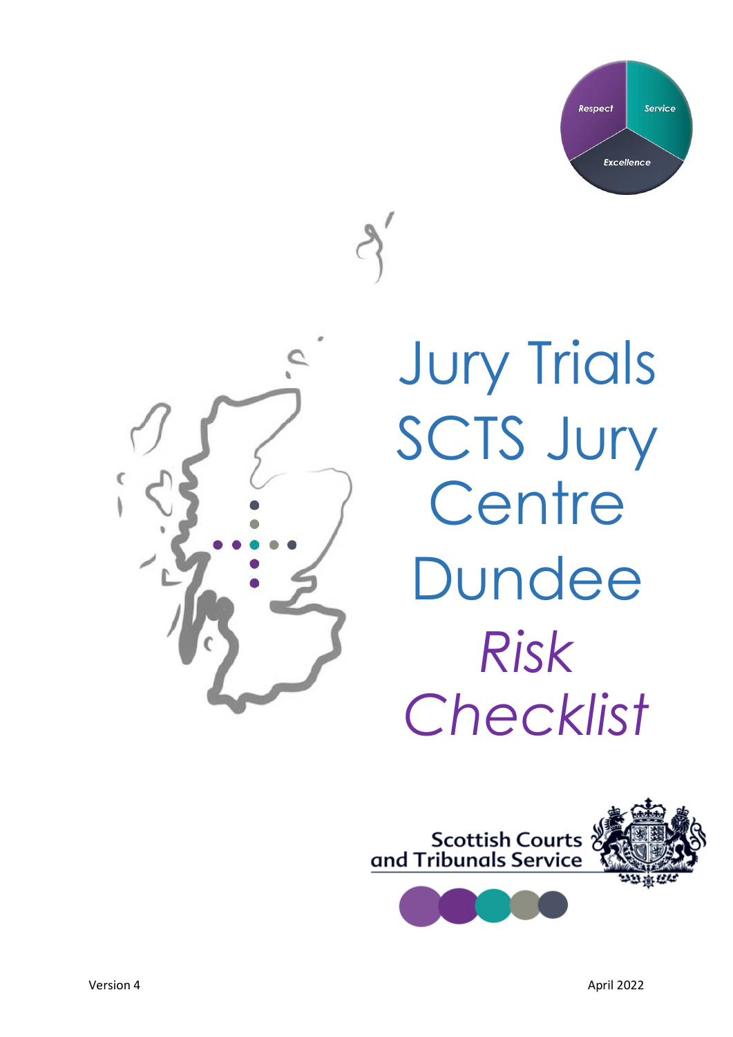# Jury Trials SCTS Jury Centre Dundee

*Risk Checklist*

Scottish Courts and Tribunals Service

Version 4

April 2022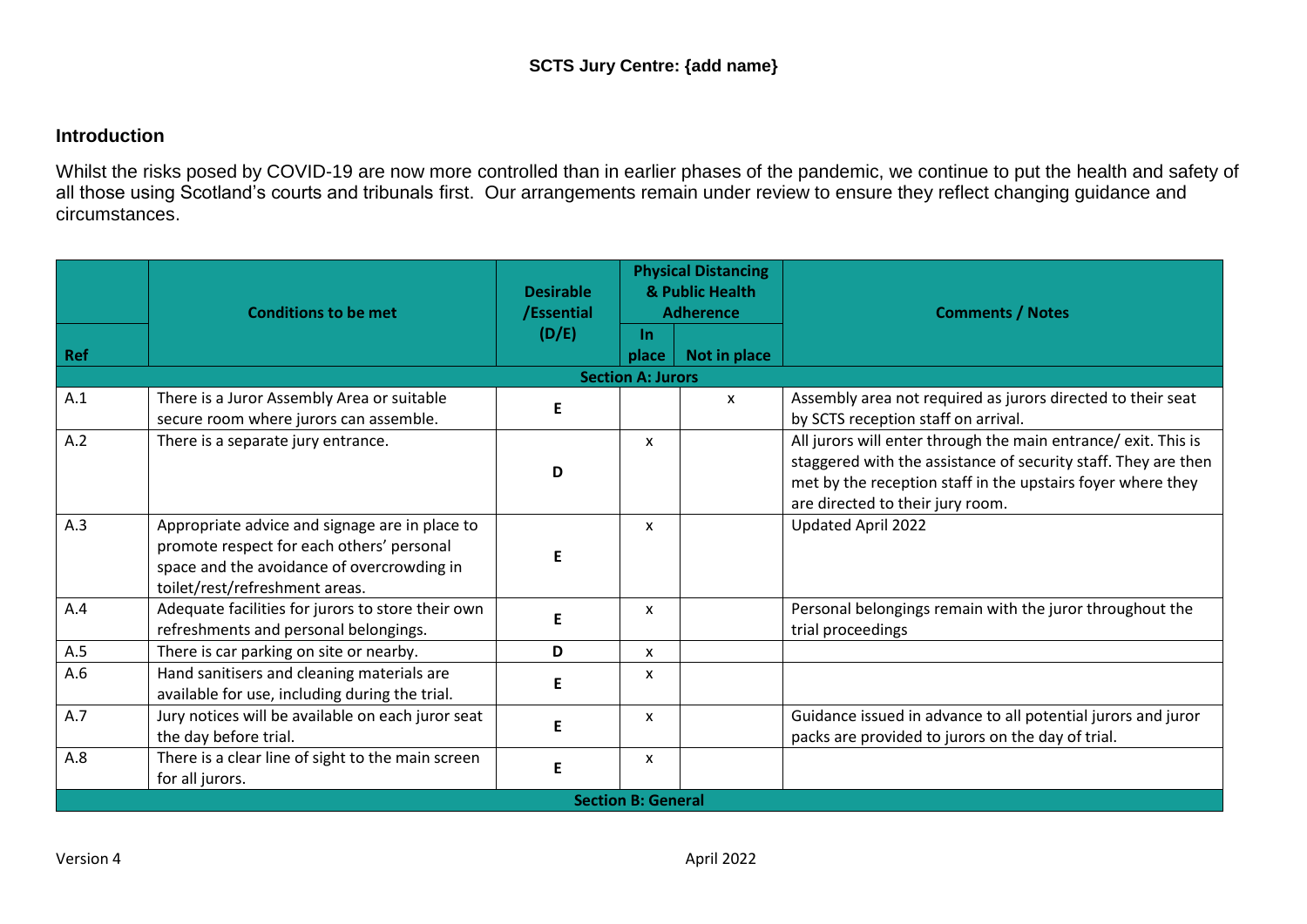**SCTS Jury Centre: {add name}**

## Introduction

Whilst the risks posed by COVID-19 are now more controlled than in earlier phases of the pandemic, we continue to put the health and safety of all those using Scotland's courts and tribunals first. Our arrangements remain under review to ensure they reflect changing guidance and circumstances.

| Ref | Conditions to be met | Desirable /Essential (D/E) | Physical Distancing & Public Health Adherence | | Comments / Notes |
|---|---|---|---|---|---|
| | | | In place | Not in place | |
| **Section A: Jurors** | | | | | |
| A.1 | There is a Juror Assembly Area or suitable secure room where jurors can assemble. | E | | x | Assembly area not required as jurors directed to their seat by SCTS reception staff on arrival. |
| A.2 | There is a separate jury entrance. | D | x | | All jurors will enter through the main entrance/ exit. This is staggered with the assistance of security staff. They are then met by the reception staff in the upstairs foyer where they are directed to their jury room. |
| A.3 | Appropriate advice and signage are in place to promote respect for each others' personal space and the avoidance of overcrowding in toilet/rest/refreshment areas. | E | x | | Updated April 2022 |
| A.4 | Adequate facilities for jurors to store their own refreshments and personal belongings. | E | x | | Personal belongings remain with the juror throughout the trial proceedings |
| A.5 | There is car parking on site or nearby. | D | x | | |
| A.6 | Hand sanitisers and cleaning materials are available for use, including during the trial. | E | x | | |
| A.7 | Jury notices will be available on each juror seat the day before trial. | E | x | | Guidance issued in advance to all potential jurors and juror packs are provided to jurors on the day of trial. |
| A.8 | There is a clear line of sight to the main screen for all jurors. | E | x | | |
| **Section B: General** | | | | | |

Version 4 April 2022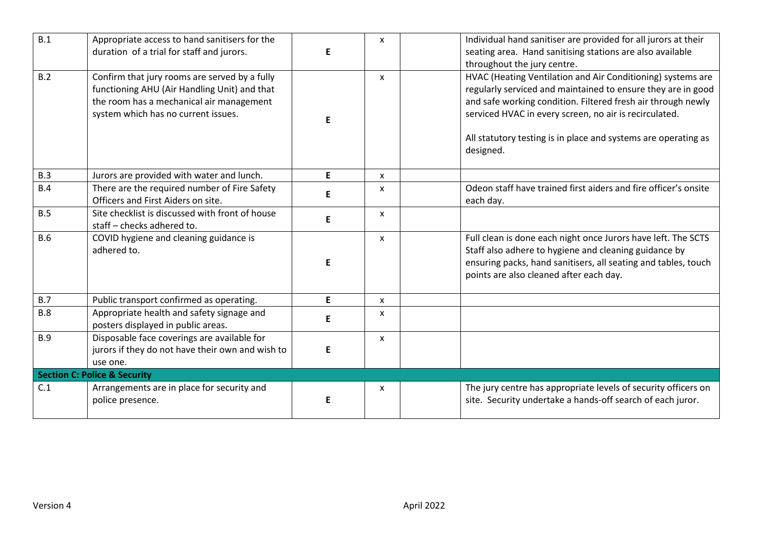| | | | | | |
|---|---|---|---|---|---|
| B.1 | Appropriate access to hand sanitisers for the duration of a trial for staff and jurors. | E | x | | Individual hand sanitiser are provided for all jurors at their seating area. Hand sanitising stations are also available throughout the jury centre. |
| B.2 | Confirm that jury rooms are served by a fully functioning AHU (Air Handling Unit) and that the room has a mechanical air management system which has no current issues. | E | x | | HVAC (Heating Ventilation and Air Conditioning) systems are regularly serviced and maintained to ensure they are in good and safe working condition. Filtered fresh air through newly serviced HVAC in every screen, no air is recirculated.<br><br>All statutory testing is in place and systems are operating as designed. |
| B.3 | Jurors are provided with water and lunch. | E | x | | |
| B.4 | There are the required number of Fire Safety Officers and First Aiders on site. | E | x | | Odeon staff have trained first aiders and fire officer's onsite each day. |
| B.5 | Site checklist is discussed with front of house staff – checks adhered to. | E | x | | |
| B.6 | COVID hygiene and cleaning guidance is adhered to. | E | x | | Full clean is done each night once Jurors have left. The SCTS Staff also adhere to hygiene and cleaning guidance by ensuring packs, hand sanitisers, all seating and tables, touch points are also cleaned after each day. |
| B.7 | Public transport confirmed as operating. | E | x | | |
| B.8 | Appropriate health and safety signage and posters displayed in public areas. | E | x | | |
| B.9 | Disposable face coverings are available for jurors if they do not have their own and wish to use one. | E | x | | |
| **Section C: Police & Security** | | | | | |
| C.1 | Arrangements are in place for security and police presence. | E | x | | The jury centre has appropriate levels of security officers on site. Security undertake a hands-off search of each juror. |

Version 4 April 2022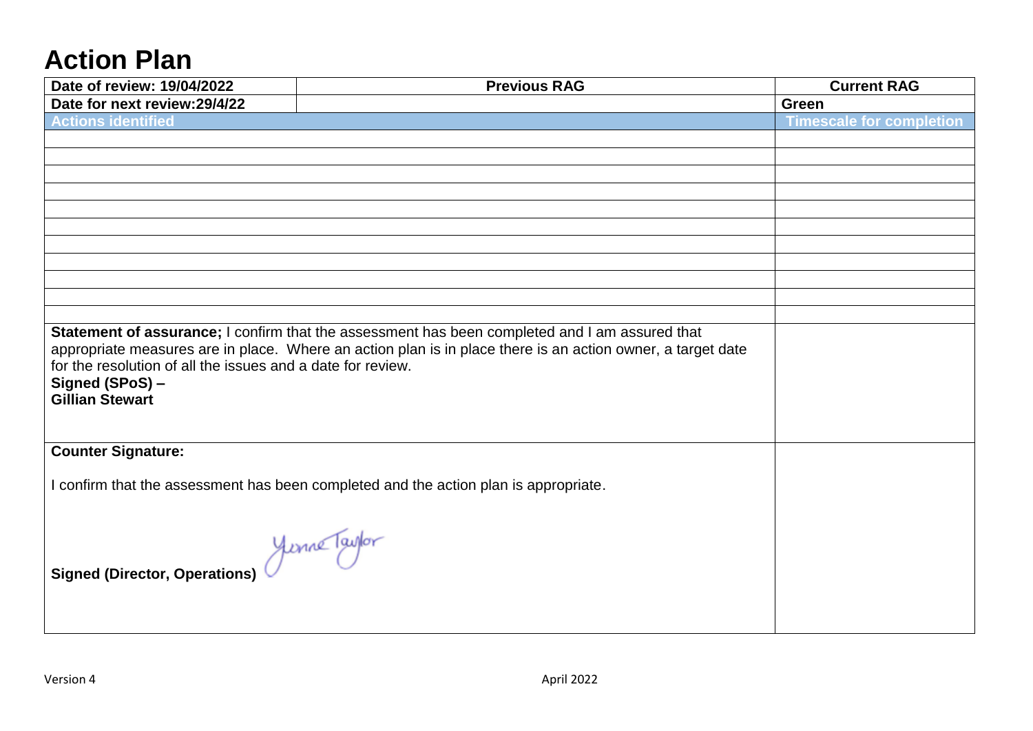# Action Plan

| Date of review: 19/04/2022 | Previous RAG | Current RAG |
|---|---|---|
| **Date for next review:29/4/22** | | **Green** |
| **Actions identified** | | **Timescale for completion** |
| | | |
| | | |
| | | |
| | | |
| | | |
| | | |
| | | |
| | | |
| | | |
| | | |
| | | |
| **Statement of assurance;** I confirm that the assessment has been completed and I am assured that appropriate measures are in place. Where an action plan is in place there is an action owner, a target date for the resolution of all the issues and a date for review. **Signed (SPoS) – Gillian Stewart** | | |
| **Counter Signature:** I confirm that the assessment has been completed and the action plan is appropriate. **Signed (Director, Operations)** Yvonne Taylor | | |

Version 4 April 2022